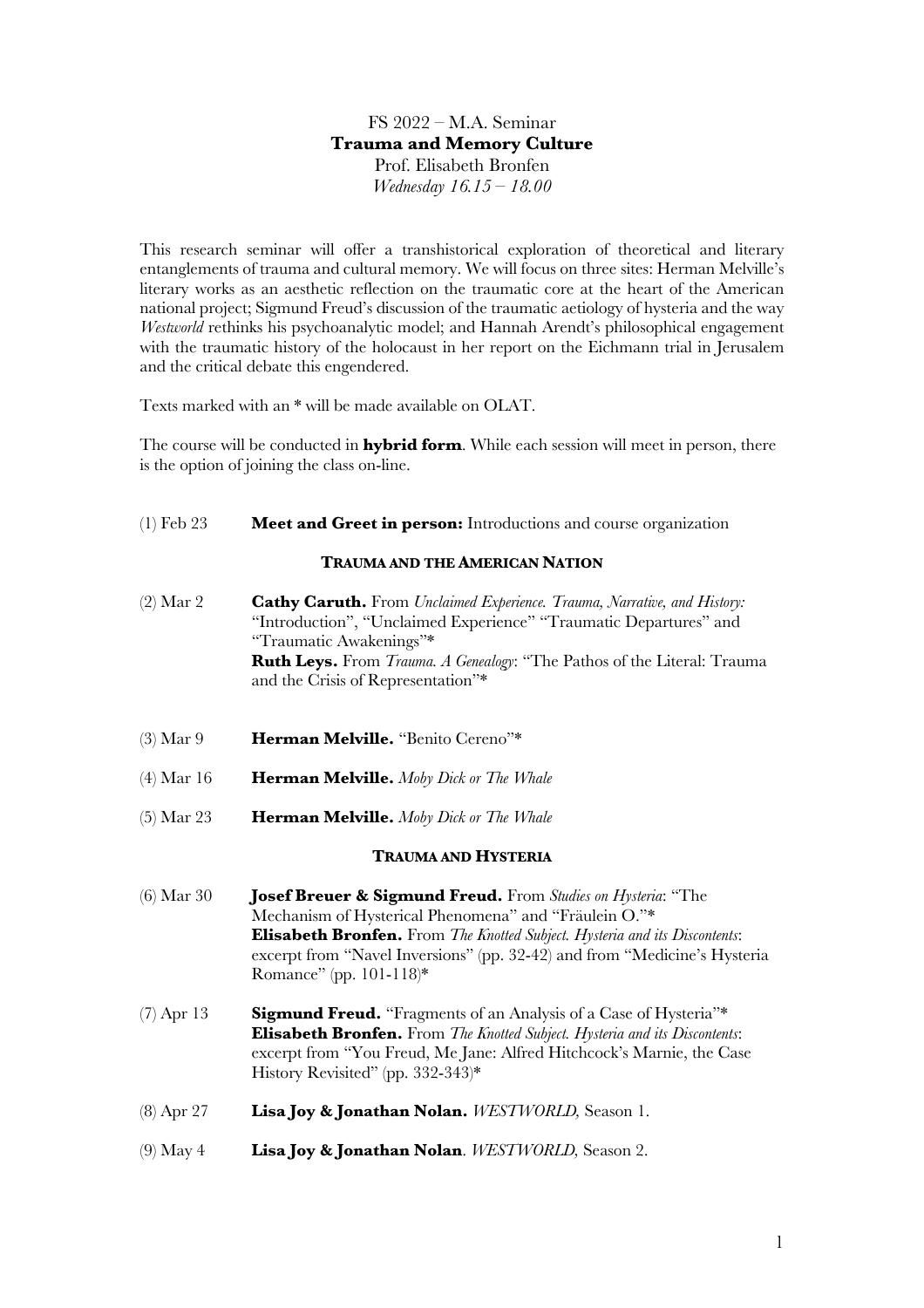FS 2022 – M.A. Seminar

**Trauma and Memory Culture**

Prof. Elisabeth Bronfen

*Wednesday 16.15 – 18.00*

This research seminar will offer a transhistorical exploration of theoretical and literary entanglements of trauma and cultural memory. We will focus on three sites: Herman Melville's literary works as an aesthetic reflection on the traumatic core at the heart of the American national project; Sigmund Freud's discussion of the traumatic aetiology of hysteria and the way *Westworld* rethinks his psychoanalytic model; and Hannah Arendt's philosophical engagement with the traumatic history of the holocaust in her report on the Eichmann trial in Jerusalem and the critical debate this engendered.

Texts marked with an * will be made available on OLAT.

The course will be conducted in **hybrid form**. While each session will meet in person, there is the option of joining the class on-line.

(1) Feb 23 **Meet and Greet in person:** Introductions and course organization

## TRAUMA AND THE AMERICAN NATION

(2) Mar 2 **Cathy Caruth.** From *Unclaimed Experience. Trauma, Narrative, and History:* "Introduction", "Unclaimed Experience" "Traumatic Departures" and "Traumatic Awakenings"*
**Ruth Leys.** From *Trauma. A Genealogy*: "The Pathos of the Literal: Trauma and the Crisis of Representation"*

(3) Mar 9 **Herman Melville.** "Benito Cereno"*

(4) Mar 16 **Herman Melville.** *Moby Dick or The Whale*

(5) Mar 23 **Herman Melville.** *Moby Dick or The Whale*

## TRAUMA AND HYSTERIA

(6) Mar 30 **Josef Breuer & Sigmund Freud.** From *Studies on Hysteria*: "The Mechanism of Hysterical Phenomena" and "Fräulein O."*
**Elisabeth Bronfen.** From *The Knotted Subject. Hysteria and its Discontents*: excerpt from "Navel Inversions" (pp. 32-42) and from "Medicine's Hysteria Romance" (pp. 101-118)*

(7) Apr 13 **Sigmund Freud.** "Fragments of an Analysis of a Case of Hysteria"*
**Elisabeth Bronfen.** From *The Knotted Subject. Hysteria and its Discontents*: excerpt from "You Freud, Me Jane: Alfred Hitchcock's Marnie, the Case History Revisited" (pp. 332-343)*

(8) Apr 27 **Lisa Joy & Jonathan Nolan.** *WESTWORLD,* Season 1.

(9) May 4 **Lisa Joy & Jonathan Nolan**. *WESTWORLD,* Season 2.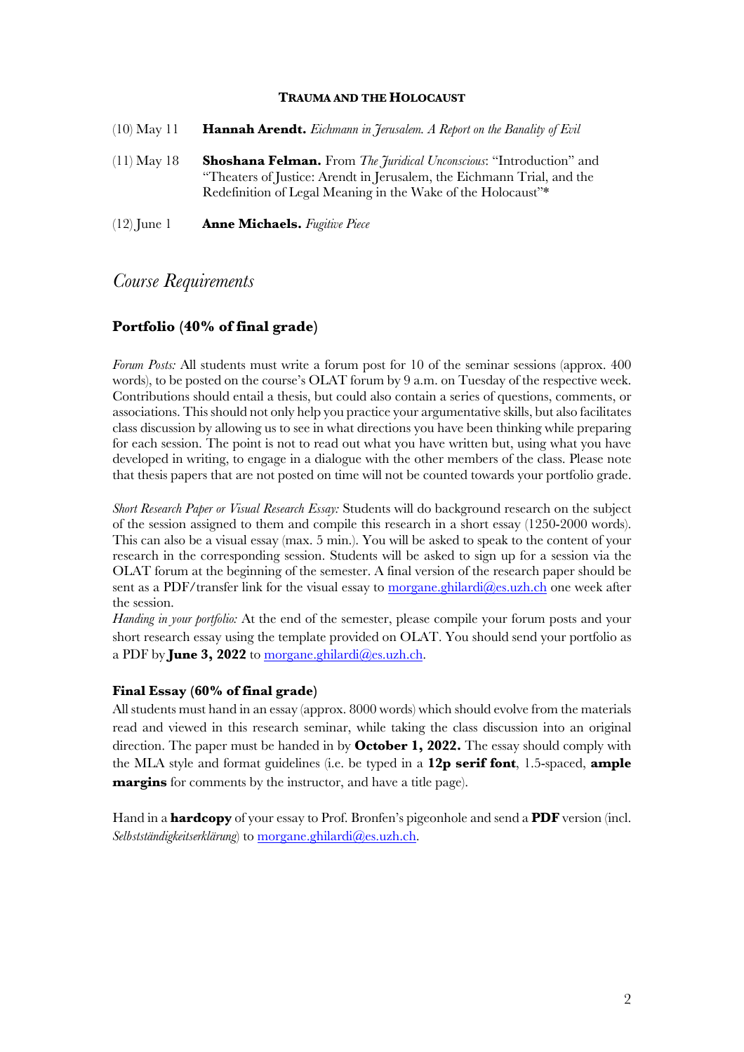**TRAUMA AND THE HOLOCAUST**

(10) May 11 **Hannah Arendt.** *Eichmann in Jerusalem. A Report on the Banality of Evil*

(11) May 18 **Shoshana Felman.** From *The Juridical Unconscious*: "Introduction" and "Theaters of Justice: Arendt in Jerusalem, the Eichmann Trial, and the Redefinition of Legal Meaning in the Wake of the Holocaust"*

(12) June 1 **Anne Michaels.** *Fugitive Piece*

## *Course Requirements*

### Portfolio (40% of final grade)

*Forum Posts:* All students must write a forum post for 10 of the seminar sessions (approx. 400 words), to be posted on the course's OLAT forum by 9 a.m. on Tuesday of the respective week. Contributions should entail a thesis, but could also contain a series of questions, comments, or associations. This should not only help you practice your argumentative skills, but also facilitates class discussion by allowing us to see in what directions you have been thinking while preparing for each session. The point is not to read out what you have written but, using what you have developed in writing, to engage in a dialogue with the other members of the class. Please note that thesis papers that are not posted on time will not be counted towards your portfolio grade.

*Short Research Paper or Visual Research Essay:* Students will do background research on the subject of the session assigned to them and compile this research in a short essay (1250-2000 words). This can also be a visual essay (max. 5 min.). You will be asked to speak to the content of your research in the corresponding session. Students will be asked to sign up for a session via the OLAT forum at the beginning of the semester. A final version of the research paper should be sent as a PDF/transfer link for the visual essay to morgane.ghilardi@es.uzh.ch one week after the session.

*Handing in your portfolio:* At the end of the semester, please compile your forum posts and your short research essay using the template provided on OLAT. You should send your portfolio as a PDF by **June 3, 2022** to morgane.ghilardi@es.uzh.ch.

### Final Essay (60% of final grade)

All students must hand in an essay (approx. 8000 words) which should evolve from the materials read and viewed in this research seminar, while taking the class discussion into an original direction. The paper must be handed in by **October 1, 2022.** The essay should comply with the MLA style and format guidelines (i.e. be typed in a **12p serif font**, 1.5-spaced, **ample margins** for comments by the instructor, and have a title page).

Hand in a **hardcopy** of your essay to Prof. Bronfen's pigeonhole and send a **PDF** version (incl. *Selbstständigkeitserklärung*) to morgane.ghilardi@es.uzh.ch.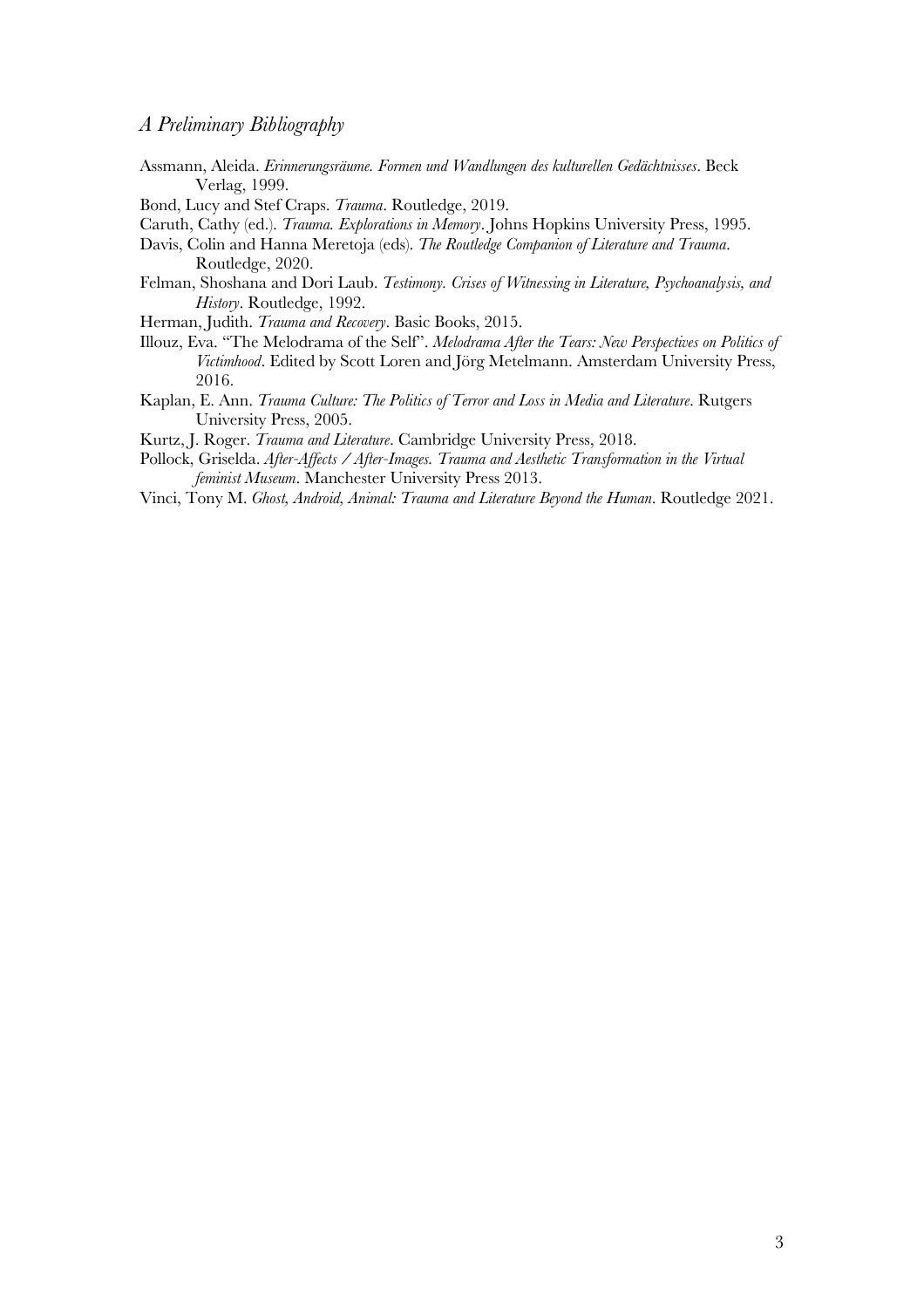## *A Preliminary Bibliography*

Assmann, Aleida. *Erinnerungsräume. Formen und Wandlungen des kulturellen Gedächtnisses*. Beck Verlag, 1999.

Bond, Lucy and Stef Craps. *Trauma*. Routledge, 2019.

Caruth, Cathy (ed.). *Trauma. Explorations in Memory*. Johns Hopkins University Press, 1995.

Davis, Colin and Hanna Meretoja (eds). *The Routledge Companion of Literature and Trauma*. Routledge, 2020.

Felman, Shoshana and Dori Laub. *Testimony. Crises of Witnessing in Literature, Psychoanalysis, and History*. Routledge, 1992.

Herman, Judith. *Trauma and Recovery*. Basic Books, 2015.

Illouz, Eva. "The Melodrama of the Self". *Melodrama After the Tears: New Perspectives on Politics of Victimhood*. Edited by Scott Loren and Jörg Metelmann. Amsterdam University Press, 2016.

Kaplan, E. Ann. *Trauma Culture: The Politics of Terror and Loss in Media and Literature*. Rutgers University Press, 2005.

Kurtz, J. Roger. *Trauma and Literature*. Cambridge University Press, 2018.

Pollock, Griselda. *After-Affects / After-Images. Trauma and Aesthetic Transformation in the Virtual feminist Museum*. Manchester University Press 2013.

Vinci, Tony M. *Ghost, Android, Animal: Trauma and Literature Beyond the Human*. Routledge 2021.